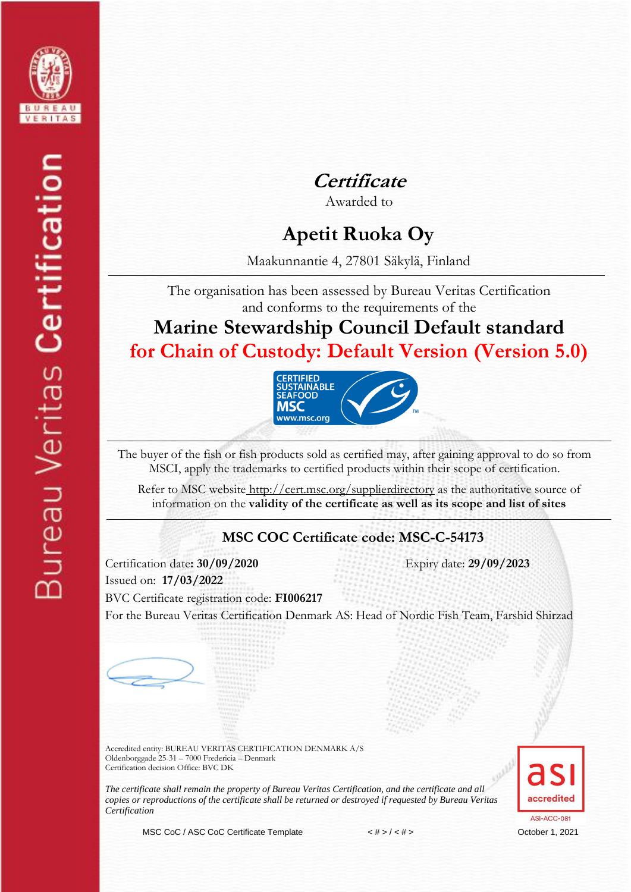# *Certificate*

Awarded to

## Apetit Ruoka Oy

Maakunnantie 4, 27801 Säkylä, Finland

---

The organisation has been assessed by Bureau Veritas Certification and conforms to the requirements of the

## Marine Stewardship Council Default standard for Chain of Custody: Default Version (Version 5.0)

CERTIFIED SUSTAINABLE SEAFOOD MSC www.msc.org

---

The buyer of the fish or fish products sold as certified may, after gaining approval to do so from MSCI, apply the trademarks to certified products within their scope of certification.

Refer to MSC website http://cert.msc.org/supplierdirectory as the authoritative source of information on the **validity of the certificate as well as its scope and list of sites**

---

**MSC COC Certificate code: MSC-C-54173**

Certification date**: 30/09/2020** Expiry date: **29/09/2023**

Issued on: **17/03/2022**

BVC Certificate registration code: **FI006217**

For the Bureau Veritas Certification Denmark AS: Head of Nordic Fish Team, Farshid Shirzad

Accredited entity: BUREAU VERITAS CERTIFICATION DENMARK A/S
Oldenborggade 25-31 – 7000 Fredericia – Denmark
Certification decision Office: BVC DK

*The certificate shall remain the property of Bureau Veritas Certification, and the certificate and all copies or reproductions of the certificate shall be returned or destroyed if requested by Bureau Veritas Certification*

asi accredited
ASI-ACC-081

MSC CoC / ASC CoC Certificate Template October 1, 2021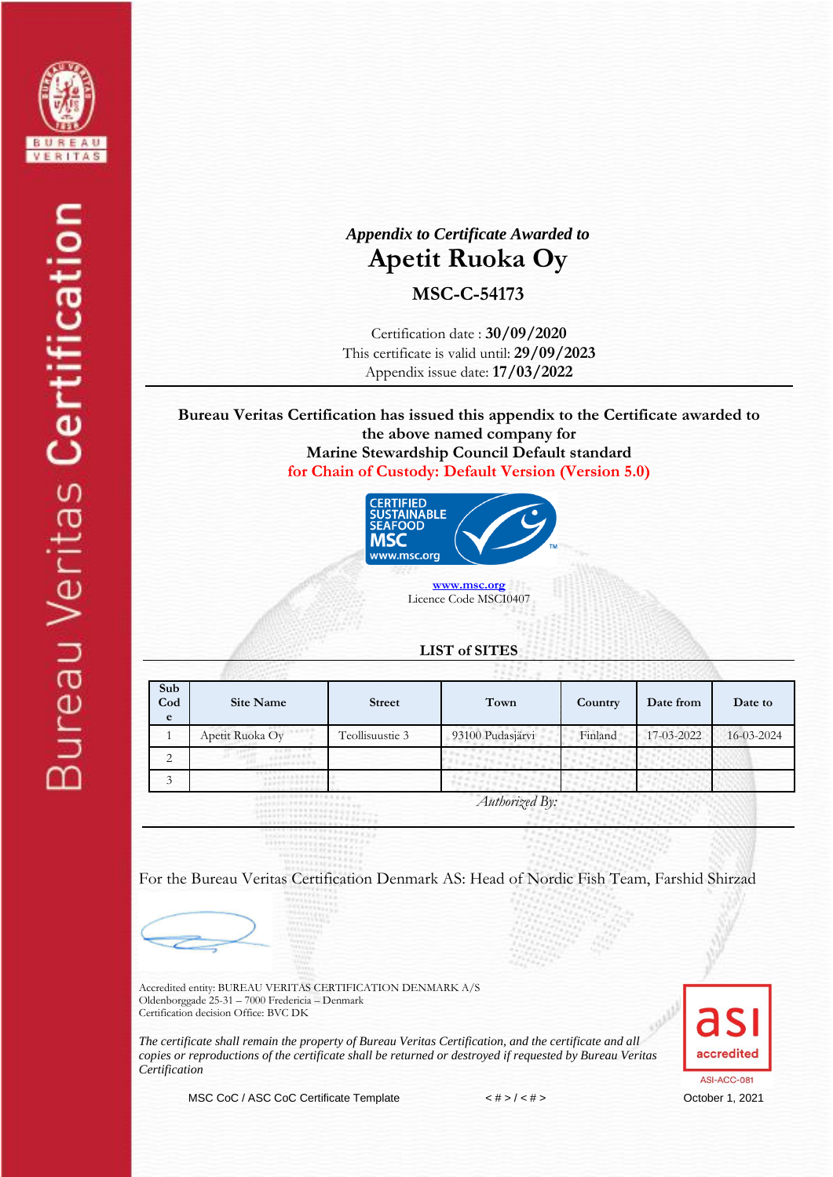Bureau Veritas Certification

*Appendix to Certificate Awarded to*

# Apetit Ruoka Oy

## MSC-C-54173

Certification date : **30/09/2020**
This certificate is valid until: **29/09/2023**
Appendix issue date: **17/03/2022**

---

**Bureau Veritas Certification has issued this appendix to the Certificate awarded to the above named company for Marine Stewardship Council Default standard**
**for Chain of Custody: Default Version (Version 5.0)**

CERTIFIED SUSTAINABLE SEAFOOD MSC www.msc.org

www.msc.org
Licence Code MSCI0407

**LIST of SITES**

| Sub Code | Site Name | Street | Town | Country | Date from | Date to |
|---|---|---|---|---|---|---|
| 1 | Apetit Ruoka Oy | Teollisuustie 3 | 93100 Pudasjärvi | Finland | 17-03-2022 | 16-03-2024 |
| 2 | | | | | | |
| 3 | | | | | | |

*Authorized By:*

---

For the Bureau Veritas Certification Denmark AS: Head of Nordic Fish Team, Farshid Shirzad

Accredited entity: BUREAU VERITAS CERTIFICATION DENMARK A/S
Oldenborggade 25-31 – 7000 Fredericia – Denmark
Certification decision Office: BVC DK

*The certificate shall remain the property of Bureau Veritas Certification, and the certificate and all copies or reproductions of the certificate shall be returned or destroyed if requested by Bureau Veritas Certification*

asi accredited
ASI-ACC-081

MSC CoC / ASC CoC Certificate Template    < # > / < # >    October 1, 2021